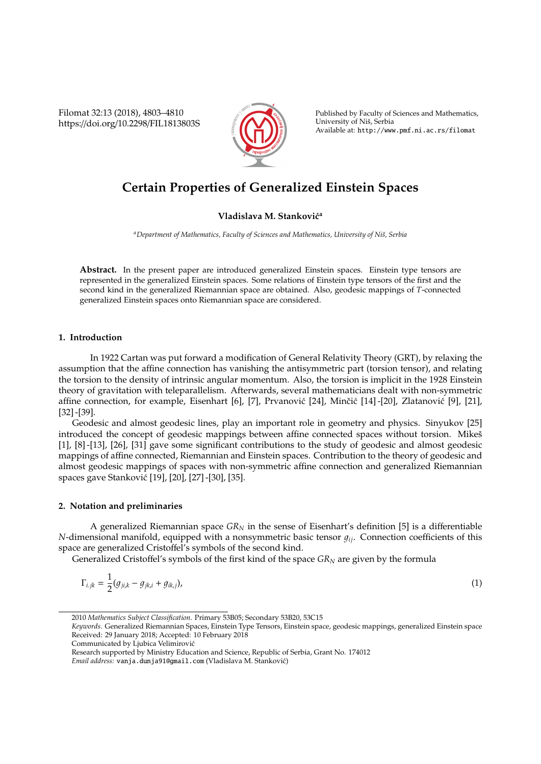／
# Certain Properties of Generalized Einstein Spaces

**Vladislava M. Stanković**[a]

[a] *Department of Mathematics, Faculty of Sciences and Mathematics, University of Niš, Serbia*

**Abstract.** In the present paper are introduced generalized Einstein spaces. Einstein type tensors are represented in the generalized Einstein spaces. Some relations of Einstein type tensors of the first and the second kind in the generalized Riemannian space are obtained. Also, geodesic mappings of $T$-connected generalized Einstein spaces onto Riemannian space are considered.

## 1. Introduction

In 1922 Cartan was put forward a modification of General Relativity Theory (GRT), by relaxing the assumption that the affine connection has vanishing the antisymmetric part (torsion tensor), and relating the torsion to the density of intrinsic angular momentum. Also, the torsion is implicit in the 1928 Einstein theory of gravitation with teleparallelism. Afterwards, several mathematicians dealt with non-symmetric affine connection, for example, Eisenhart [6], [7], Prvanović [24], Minčić [14]-[20], Zlatanović [9], [21], [32]-[39].

Geodesic and almost geodesic lines, play an important role in geometry and physics. Sinyukov [25] introduced the concept of geodesic mappings between affine connected spaces without torsion. Mikeš [1], [8]-[13], [26], [31] gave some significant contributions to the study of geodesic and almost geodesic mappings of affine connected, Riemannian and Einstein spaces. Contribution to the theory of geodesic and almost geodesic mappings of spaces with non-symmetric affine connection and generalized Riemannian spaces gave Stanković [19], [20], [27]-[30], [35].

## 2. Notation and preliminaries

A generalized Riemannian space $GR_N$ in the sense of Eisenhart's definition [5] is a differentiable $N$-dimensional manifold, equipped with a nonsymmetric basic tensor $g_{ij}$. Connection coefficients of this space are generalized Cristoffel's symbols of the second kind.

Generalized Cristoffel's symbols of the first kind of the space $GR_N$ are given by the formula

$$\Gamma_{i.jk} = \frac{1}{2}(g_{ji,k} - g_{jk,i} + g_{ik,j}), \tag{1}$$

---

2010 *Mathematics Subject Classification.* Primary 53B05; Secondary 53B20, 53C15

*Keywords.* Generalized Riemannian Spaces, Einstein Type Tensors, Einstein space, geodesic mappings, generalized Einstein space

Received: 29 January 2018; Accepted: 10 February 2018

Communicated by Ljubica Velimirović

Research supported by Ministry Education and Science, Republic of Serbia, Grant No. 174012

*Email address:* vanja.dunja91@gmail.com (Vladislava M. Stanković)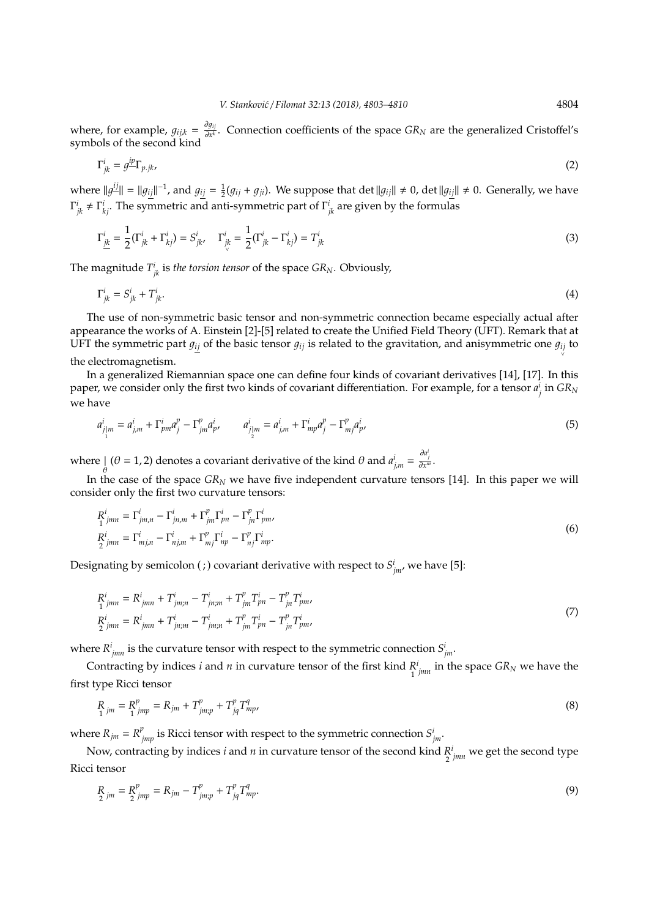where, for example, $g_{ij,k} = \frac{\partial g_{ij}}{\partial x^k}$. Connection coefficients of the space $GR_N$ are the generalized Cristoffel's symbols of the second kind

$$\Gamma^i_{jk} = g^{\underline{ip}}\Gamma_{p.jk}, \tag{2}$$

where $\|g^{\underline{ij}}\| = \|g_{\underline{ij}}\|^{-1}$, and $g_{\underline{ij}} = \frac{1}{2}(g_{ij} + g_{ji})$. We suppose that $\det\|g_{ij}\| \neq 0$, $\det\|g_{\underline{ij}}\| \neq 0$. Generally, we have $\Gamma^i_{jk} \neq \Gamma^i_{kj}$. The symmetric and anti-symmetric part of $\Gamma^i_{jk}$ are given by the formulas

$$\Gamma^i_{\underline{jk}} = \frac{1}{2}(\Gamma^i_{jk} + \Gamma^i_{kj}) = S^i_{jk}, \quad \Gamma^i_{\underset{\vee}{jk}} = \frac{1}{2}(\Gamma^i_{jk} - \Gamma^i_{kj}) = T^i_{jk} \tag{3}$$

The magnitude $T^i_{jk}$ is *the torsion tensor* of the space $GR_N$. Obviously,

$$\Gamma^i_{jk} = S^i_{jk} + T^i_{jk}. \tag{4}$$

The use of non-symmetric basic tensor and non-symmetric connection became especially actual after appearance the works of A. Einstein [2]-[5] related to create the Unified Field Theory (UFT). Remark that at UFT the symmetric part $g_{\underline{ij}}$ of the basic tensor $g_{ij}$ is related to the gravitation, and anisymmetric one $g_{\underset{\vee}{ij}}$ to the electromagnetism.

In a generalized Riemannian space one can define four kinds of covariant derivatives [14], [17]. In this paper, we consider only the first two kinds of covariant differentiation. For example, for a tensor $a^i_j$ in $GR_N$ we have

$$a^i_{j\underset{1}{|}m} = a^i_{j,m} + \Gamma^i_{pm}a^p_j - \Gamma^p_{jm}a^i_p, \qquad a^i_{j\underset{2}{|}m} = a^i_{j,m} + \Gamma^i_{mp}a^p_j - \Gamma^p_{mj}a^i_p, \tag{5}$$

where $\underset{\theta}{|}$ $(\theta = 1, 2)$ denotes a covariant derivative of the kind $\theta$ and $a^i_{j,m} = \frac{\partial a^i_j}{\partial x^m}$.

In the case of the space $GR_N$ we have five independent curvature tensors [14]. In this paper we will consider only the first two curvature tensors:

$$\begin{aligned}
\underset{1}{R}{}^i_{jmn} &= \Gamma^i_{jm,n} - \Gamma^i_{jn,m} + \Gamma^p_{jm}\Gamma^i_{pn} - \Gamma^p_{jn}\Gamma^i_{pm}, \\
\underset{2}{R}{}^i_{jmn} &= \Gamma^i_{mj,n} - \Gamma^i_{nj,m} + \Gamma^p_{mj}\Gamma^i_{np} - \Gamma^p_{nj}\Gamma^i_{mp}.
\end{aligned} \tag{6}$$

Designating by semicolon ( ; ) covariant derivative with respect to $S^i_{jm}$, we have [5]:

$$\begin{aligned}
\underset{1}{R}{}^i_{jmn} &= R^i_{jmn} + T^i_{jm;n} - T^i_{jn;m} + T^p_{jm}T^i_{pn} - T^p_{jn}T^i_{pm}, \\
\underset{2}{R}{}^i_{jmn} &= R^i_{jmn} + T^i_{jn;m} - T^i_{jm;n} + T^p_{jm}T^i_{pn} - T^p_{jn}T^i_{pm},
\end{aligned} \tag{7}$$

where $R^i_{jmn}$ is the curvature tensor with respect to the symmetric connection $S^i_{jm}$.

Contracting by indices $i$ and $n$ in curvature tensor of the first kind $\underset{1}{R}{}^i_{jmn}$ in the space $GR_N$ we have the first type Ricci tensor

$$\underset{1}{R}{}_{jm} = \underset{1}{R}{}^p_{jmp} = R_{jm} + T^p_{jm;p} + T^p_{jq}T^q_{mp}, \tag{8}$$

where $R_{jm} = R^p_{jmp}$ is Ricci tensor with respect to the symmetric connection $S^i_{jm}$.

Now, contracting by indices $i$ and $n$ in curvature tensor of the second kind $\underset{2}{R}{}^i_{jmn}$ we get the second type Ricci tensor

$$\underset{2}{R}{}_{jm} = \underset{2}{R}{}^p_{jmp} = R_{jm} - T^p_{jm;p} + T^p_{jq}T^q_{mp}. \tag{9}$$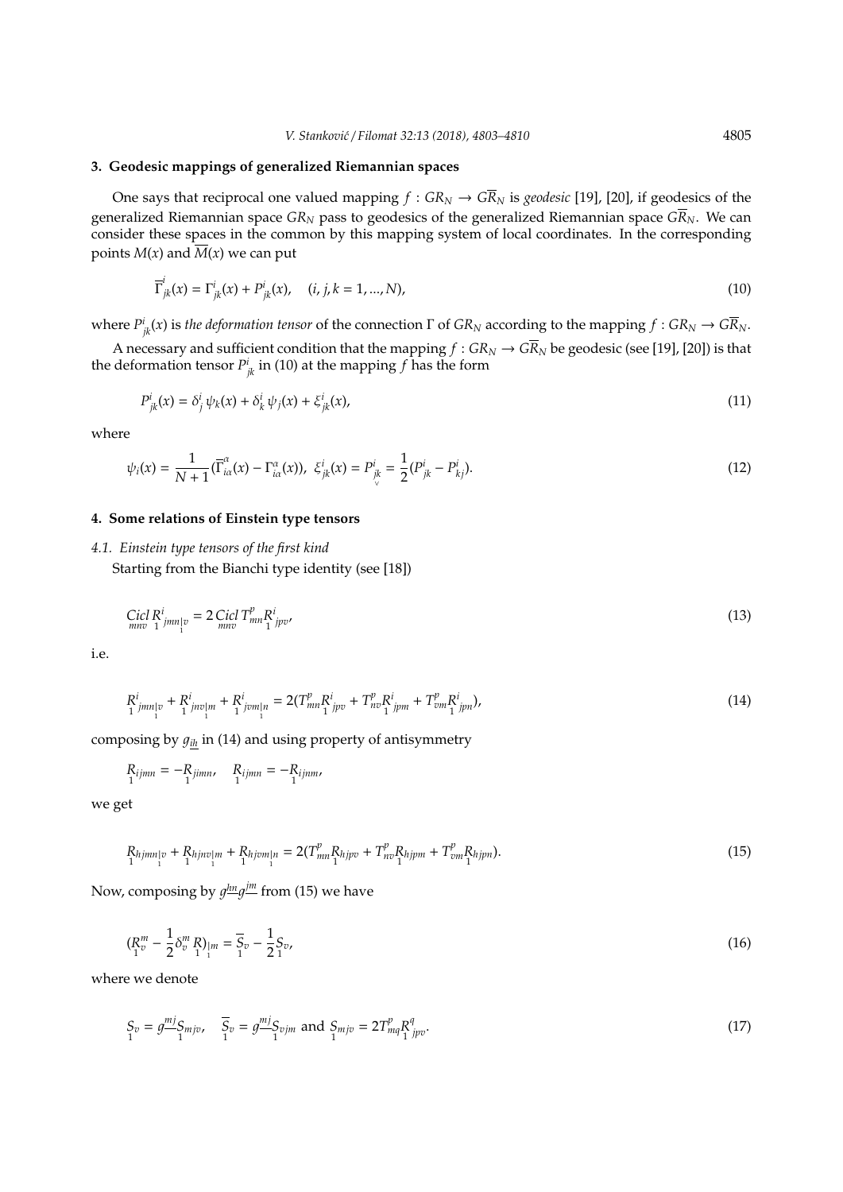## 3. Geodesic mappings of generalized Riemannian spaces

One says that reciprocal one valued mapping $f : GR_N \to G\overline{R}_N$ is *geodesic* [19], [20], if geodesics of the generalized Riemannian space $GR_N$ pass to geodesics of the generalized Riemannian space $G\overline{R}_N$. We can consider these spaces in the common by this mapping system of local coordinates. In the corresponding points $M(x)$ and $\overline{M}(x)$ we can put

$$\overline{\Gamma}^i_{jk}(x) = \Gamma^i_{jk}(x) + P^i_{jk}(x), \quad (i, j, k = 1, ..., N), \tag{10}$$

where $P^i_{jk}(x)$ is *the deformation tensor* of the connection $\Gamma$ of $GR_N$ according to the mapping $f : GR_N \to G\overline{R}_N$.

A necessary and sufficient condition that the mapping $f : GR_N \to G\overline{R}_N$ be geodesic (see [19], [20]) is that the deformation tensor $P^i_{jk}$ in (10) at the mapping $f$ has the form

$$P^i_{jk}(x) = \delta^i_j\, \psi_k(x) + \delta^i_k\, \psi_j(x) + \xi^i_{jk}(x), \tag{11}$$

where

$$\psi_i(x) = \frac{1}{N+1}(\overline{\Gamma}^\alpha_{i\alpha}(x) - \Gamma^\alpha_{i\alpha}(x)),\ \ \xi^i_{jk}(x) = P^i_{\underset{\vee}{jk}} = \frac{1}{2}(P^i_{jk} - P^i_{kj}). \tag{12}$$

## 4. Some relations of Einstein type tensors

### 4.1. Einstein type tensors of the first kind

Starting from the Bianchi type identity (see [18])

$$\underset{mnv}{Cicl}\, \underset{1}{R}{}^i_{jmn\underset{1}{|}v} = 2\, \underset{mnv}{Cicl}\, T^p_{mn} \underset{1}{R}{}^i_{jpv}, \tag{13}$$

i.e.

$$\underset{1}{R}{}^i_{jmn\underset{1}{|}v} + \underset{1}{R}{}^i_{jnv\underset{1}{|}m} + \underset{1}{R}{}^i_{jvm\underset{1}{|}n} = 2(T^p_{mn}\underset{1}{R}{}^i_{jpv} + T^p_{nv}\underset{1}{R}{}^i_{jpm} + T^p_{vm}\underset{1}{R}{}^i_{jpn}), \tag{14}$$

composing by $g_{\underline{ih}}$ in (14) and using property of antisymmetry

$$\underset{1}{R}_{ijmn} = -\underset{1}{R}_{jimn}, \quad \underset{1}{R}_{ijmn} = -\underset{1}{R}_{ijnm},$$

we get

$$\underset{1}{R}_{hjmn\underset{1}{|}v} + \underset{1}{R}_{hjnv\underset{1}{|}m} + \underset{1}{R}_{hjvm\underset{1}{|}n} = 2(T^p_{mn}\underset{1}{R}_{hjpv} + T^p_{nv}\underset{1}{R}_{hjpm} + T^p_{vm}\underset{1}{R}_{hjpn}). \tag{15}$$

Now, composing by $g^{\underline{hn}}g^{\underline{jm}}$ from (15) we have

$$(\underset{1}{R}{}^m_v - \frac{1}{2}\delta^m_v\, \underset{1}{R})_{\underset{1}{|}m} = \underset{1}{\overline{S}}_v - \frac{1}{2}\underset{1}{S}_v, \tag{16}$$

where we denote

$$\underset{1}{S}_v = g^{\underline{mj}}\underset{1}{S}_{mjv}, \quad \underset{1}{\overline{S}}_v = g^{\underline{mj}}\underset{1}{S}_{vjm} \text{ and } \underset{1}{S}_{mjv} = 2T^p_{mq}\underset{1}{R}{}^q_{jpv}. \tag{17}$$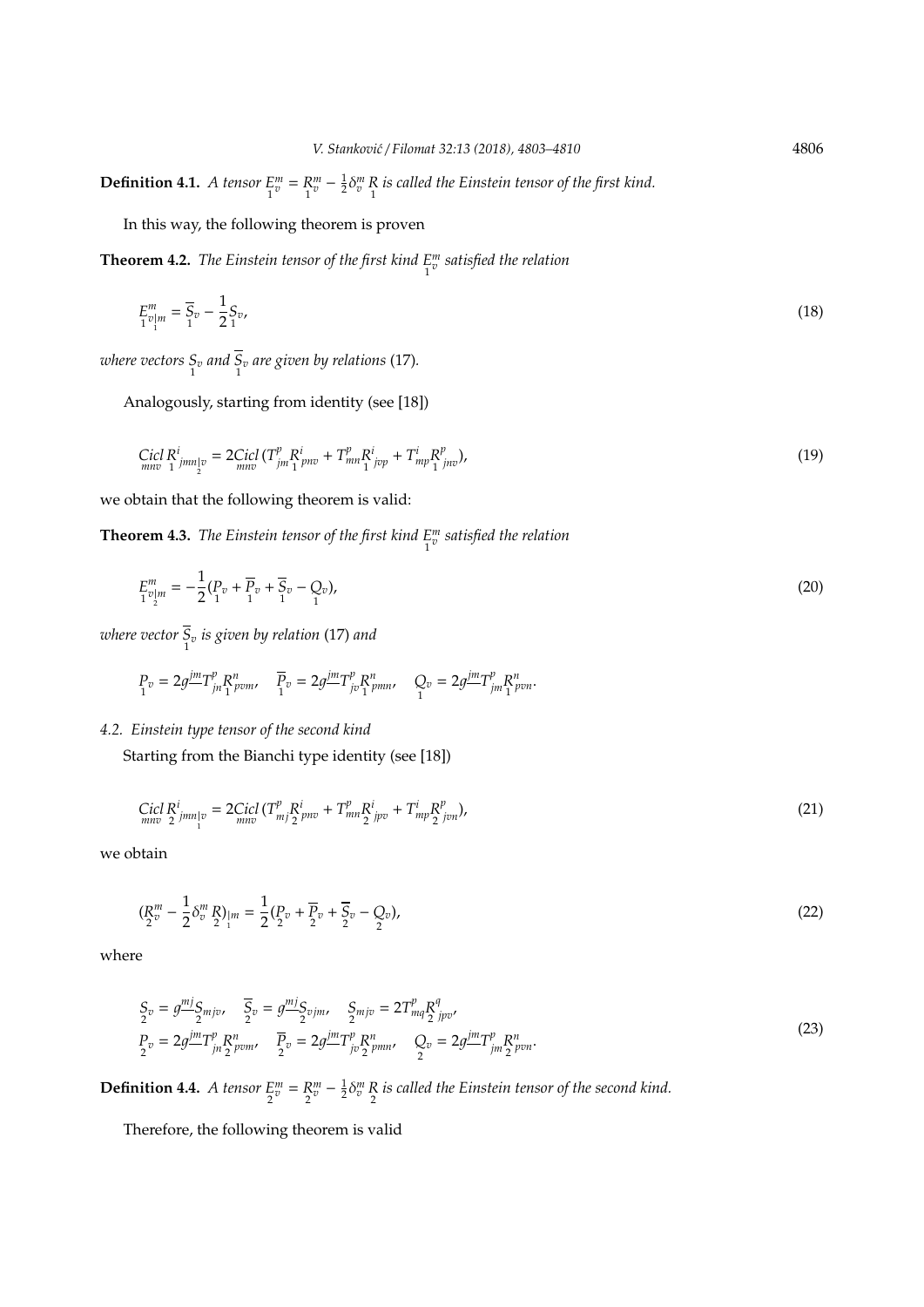**Definition 4.1.** *A tensor* $\underset{1}{E}{}^m_v = \underset{1}{R}{}^m_v - \frac{1}{2}\delta^m_v \underset{1}{R}$ *is called the Einstein tensor of the first kind.*

In this way, the following theorem is proven

**Theorem 4.2.** *The Einstein tensor of the first kind* $\underset{1}{E}{}^m_v$ *satisfied the relation*

$$\underset{1}{E}{}^m_{v\underset{1}{|}m} = \underset{1}{\overline{S}}_v - \frac{1}{2}\underset{1}{S}_v, \tag{18}$$

*where vectors* $\underset{1}{S}_v$ *and* $\underset{1}{\overline{S}}_v$ *are given by relations* (17)*.*

Analogously, starting from identity (see [18])

$$\underset{mnv}{Cicl}\, \underset{1}{R}{}^i_{jmn\underset{2}{|}v} = 2\underset{mnv}{Cicl}\,(T^p_{jm}\underset{1}{R}{}^i_{pnv} + T^p_{mn}\underset{1}{R}{}^i_{jvp} + T^i_{mp}\underset{1}{R}{}^p_{jnv}), \tag{19}$$

we obtain that the following theorem is valid:

**Theorem 4.3.** *The Einstein tensor of the first kind* $\underset{1}{E}{}^m_v$ *satisfied the relation*

$$\underset{1}{E}{}^m_{v\underset{2}{|}m} = -\frac{1}{2}(\underset{1}{P}_v + \underset{1}{\overline{P}}_v + \underset{1}{\overline{S}}_v - \underset{1}{Q}_v), \tag{20}$$

*where vector* $\underset{1}{\overline{S}}_v$ *is given by relation* (17) *and*

$$\underset{1}{P}_v = 2g^{\underline{jm}}T^p_{jn}\underset{1}{R}{}^n_{pvm}, \quad \underset{1}{\overline{P}}_v = 2g^{\underline{jm}}T^p_{jv}\underset{1}{R}{}^n_{pmn}, \quad \underset{1}{Q}_v = 2g^{\underline{jm}}T^p_{jm}\underset{1}{R}{}^n_{pvn}.$$

### *4.2. Einstein type tensor of the second kind*

Starting from the Bianchi type identity (see [18])

$$\underset{mnv}{Cicl}\, \underset{2}{R}{}^i_{jmn\underset{1}{|}v} = 2\underset{mnv}{Cicl}\,(T^p_{mj}\underset{2}{R}{}^i_{pnv} + T^p_{mn}\underset{2}{R}{}^i_{jpv} + T^i_{mp}\underset{2}{R}{}^p_{jvn}), \tag{21}$$

we obtain

$$(\underset{2}{R}{}^m_v - \frac{1}{2}\delta^m_v \underset{2}{R})_{\underset{1}{|}m} = \frac{1}{2}(\underset{2}{P}_v + \underset{2}{\overline{P}}_v + \underset{2}{\overline{S}}_v - \underset{2}{Q}_v), \tag{22}$$

where

$$\begin{aligned} &\underset{2}{S}_v = g^{\underline{mj}}\underset{2}{S}_{mjv}, \quad \underset{2}{\overline{S}}_v = g^{\underline{mj}}\underset{2}{S}_{vjm}, \quad \underset{2}{S}_{mjv} = 2T^p_{mq}\underset{2}{R}{}^q_{jpv}, \\ &\underset{2}{P}_v = 2g^{\underline{jm}}T^p_{jn}\underset{2}{R}{}^n_{pvm}, \quad \underset{2}{\overline{P}}_v = 2g^{\underline{jm}}T^p_{jv}\underset{2}{R}{}^n_{pmn}, \quad \underset{2}{Q}_v = 2g^{\underline{jm}}T^p_{jm}\underset{2}{R}{}^n_{pvn}. \end{aligned} \tag{23}$$

**Definition 4.4.** *A tensor* $\underset{2}{E}{}^m_v = \underset{2}{R}{}^m_v - \frac{1}{2}\delta^m_v \underset{2}{R}$ *is called the Einstein tensor of the second kind.*

Therefore, the following theorem is valid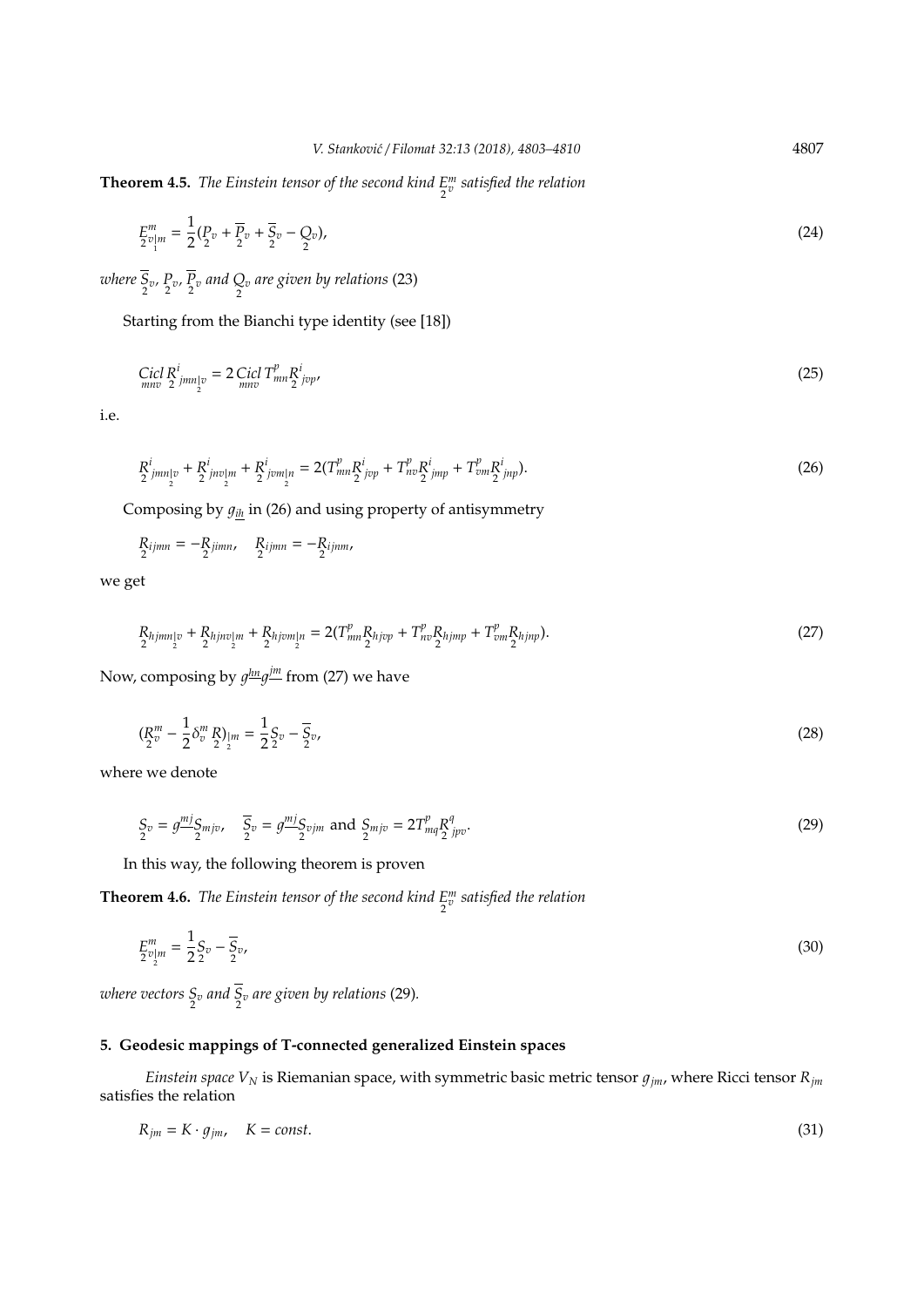**Theorem 4.5.** *The Einstein tensor of the second kind $\underset{2}{E}{}^m_v$ satisfied the relation*

$$\underset{2}{E}{}^m_{v\underset{1}{|}m} = \frac{1}{2}(\underset{2}{P}_v + \underset{2}{\overline{P}}_v + \underset{2}{\overline{S}}_v - \underset{2}{Q}_v), \tag{24}$$

*where $\underset{2}{\overline{S}}_v$, $\underset{2}{P}_v$, $\underset{2}{\overline{P}}_v$ and $\underset{2}{Q}_v$ are given by relations* (23)

Starting from the Bianchi type identity (see [18])

$$\underset{mnv}{Cicl}\, \underset{2}{R}{}^i_{jmn\underset{2}{|}v} = 2\, \underset{mnv}{Cicl}\, T^p_{mn} \underset{2}{R}{}^i_{jvp}, \tag{25}$$

i.e.

$$\underset{2}{R}{}^i_{jmn\underset{2}{|}v} + \underset{2}{R}{}^i_{jnv\underset{2}{|}m} + \underset{2}{R}{}^i_{jvm\underset{2}{|}n} = 2(T^p_{mn}\underset{2}{R}{}^i_{jvp} + T^p_{nv}\underset{2}{R}{}^i_{jmp} + T^p_{vm}\underset{2}{R}{}^i_{jnp}). \tag{26}$$

Composing by $g_{\underline{ih}}$ in (26) and using property of antisymmetry

$$\underset{2}{R}_{ijmn} = -\underset{2}{R}_{jimn}, \quad \underset{2}{R}_{ijmn} = -\underset{2}{R}_{ijnm},$$

we get

$$\underset{2}{R}_{hjmn\underset{2}{|}v} + \underset{2}{R}_{hjnv\underset{2}{|}m} + \underset{2}{R}_{hjvm\underset{2}{|}n} = 2(T^p_{mn}\underset{2}{R}_{hjvp} + T^p_{nv}\underset{2}{R}_{hjmp} + T^p_{vm}\underset{2}{R}_{hjnp}). \tag{27}$$

Now, composing by $g^{\underline{hn}}g^{\underline{jm}}$ from (27) we have

$$(\underset{2}{R}{}^m_v - \frac{1}{2}\delta^m_v \underset{2}{R})_{\underset{2}{|}m} = \frac{1}{2}\underset{2}{S}_v - \underset{2}{\overline{S}}_v, \tag{28}$$

where we denote

$$\underset{2}{S}_v = g^{\underline{mj}}\underset{2}{S}_{mjv}, \quad \underset{2}{\overline{S}}_v = g^{\underline{mj}}\underset{2}{S}_{vjm} \text{ and } \underset{2}{S}_{mjv} = 2T^p_{mq}\underset{2}{R}{}^q_{jpv}. \tag{29}$$

In this way, the following theorem is proven

**Theorem 4.6.** *The Einstein tensor of the second kind $\underset{2}{E}{}^m_v$ satisfied the relation*

$$\underset{2}{E}{}^m_{v\underset{2}{|}m} = \frac{1}{2}\underset{2}{S}_v - \underset{2}{\overline{S}}_v, \tag{30}$$

*where vectors $\underset{2}{S}_v$ and $\underset{2}{\overline{S}}_v$ are given by relations* (29).

## 5. Geodesic mappings of T-connected generalized Einstein spaces

*Einstein space* $V_N$ is Riemanian space, with symmetric basic metric tensor $g_{jm}$, where Ricci tensor $R_{jm}$ satisfies the relation

$$R_{jm} = K \cdot g_{jm}, \quad K = const. \tag{31}$$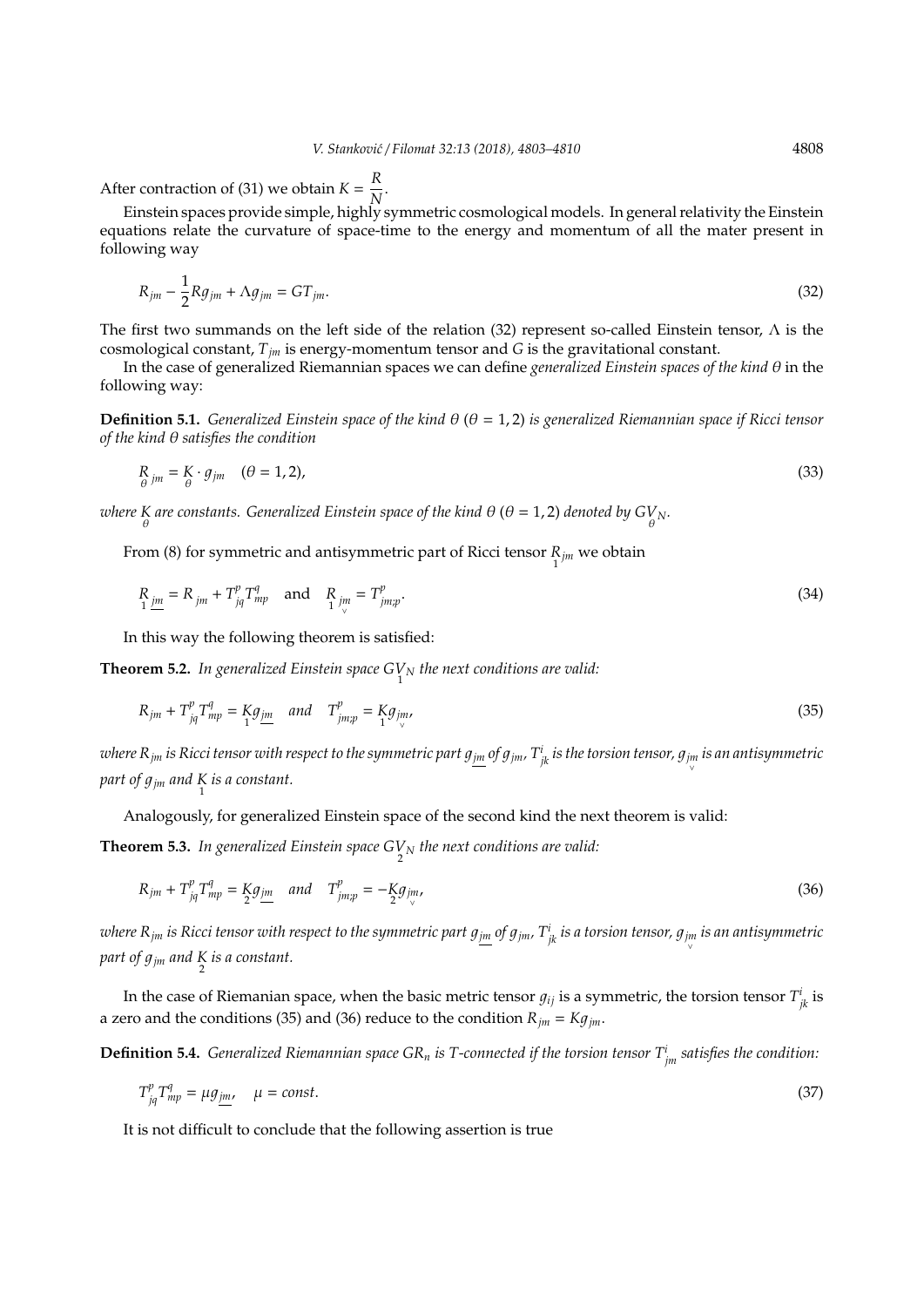After contraction of (31) we obtain $K = \dfrac{R}{N}$.

Einstein spaces provide simple, highly symmetric cosmological models. In general relativity the Einstein equations relate the curvature of space-time to the energy and momentum of all the mater present in following way

$$R_{jm} - \frac{1}{2} R g_{jm} + \Lambda g_{jm} = G T_{jm}. \tag{32}$$

The first two summands on the left side of the relation (32) represent so-called Einstein tensor, $\Lambda$ is the cosmological constant, $T_{jm}$ is energy-momentum tensor and $G$ is the gravitational constant.

In the case of generalized Riemannian spaces we can define *generalized Einstein spaces of the kind $\theta$* in the following way:

**Definition 5.1.** *Generalized Einstein space of the kind $\theta$ ($\theta = 1, 2$) is generalized Riemannian space if Ricci tensor of the kind $\theta$ satisfies the condition*

$$\underset{\theta}{R}_{jm} = \underset{\theta}{K} \cdot g_{jm} \quad (\theta = 1, 2), \tag{33}$$

*where $\underset{\theta}{K}$ are constants. Generalized Einstein space of the kind $\theta$ ($\theta = 1, 2$) denoted by $G\underset{\theta}{V}_N$.*

From (8) for symmetric and antisymmetric part of Ricci tensor $\underset{1}{R}_{jm}$ we obtain

$$\underset{1}{R}_{\underline{jm}} = R_{jm} + T^p_{jq} T^q_{mp} \quad \text{and} \quad \underset{1}{R}_{\underset{\vee}{jm}} = T^p_{jm;p}. \tag{34}$$

In this way the following theorem is satisfied:

**Theorem 5.2.** *In generalized Einstein space $G\underset{1}{V}_N$ the next conditions are valid:*

$$R_{jm} + T^p_{jq} T^q_{mp} = \underset{1}{K} g_{\underline{jm}} \quad \textit{and} \quad T^p_{jm;p} = \underset{1}{K} g_{\underset{\vee}{jm}}, \tag{35}$$

*where $R_{jm}$ is Ricci tensor with respect to the symmetric part $g_{\underline{jm}}$ of $g_{jm}$, $T^i_{jk}$ is the torsion tensor, $g_{\underset{\vee}{jm}}$ is an antisymmetric part of $g_{jm}$ and $\underset{1}{K}$ is a constant.*

Analogously, for generalized Einstein space of the second kind the next theorem is valid:

**Theorem 5.3.** *In generalized Einstein space $G\underset{2}{V}_N$ the next conditions are valid:*

$$R_{jm} + T^p_{jq} T^q_{mp} = \underset{2}{K} g_{\underline{jm}} \quad \textit{and} \quad T^p_{jm;p} = -\underset{2}{K} g_{\underset{\vee}{jm}}, \tag{36}$$

*where $R_{jm}$ is Ricci tensor with respect to the symmetric part $g_{\underline{jm}}$ of $g_{jm}$, $T^i_{jk}$ is a torsion tensor, $g_{\underset{\vee}{jm}}$ is an antisymmetric part of $g_{jm}$ and $\underset{2}{K}$ is a constant.*

In the case of Riemanian space, when the basic metric tensor $g_{ij}$ is a symmetric, the torsion tensor $T^i_{jk}$ is a zero and the conditions (35) and (36) reduce to the condition $R_{jm} = K g_{jm}$.

**Definition 5.4.** *Generalized Riemannian space $GR_n$ is T-connected if the torsion tensor $T^i_{jm}$ satisfies the condition:*

$$T^p_{jq} T^q_{mp} = \mu g_{\underline{jm}}, \quad \mu = const. \tag{37}$$

It is not difficult to conclude that the following assertion is true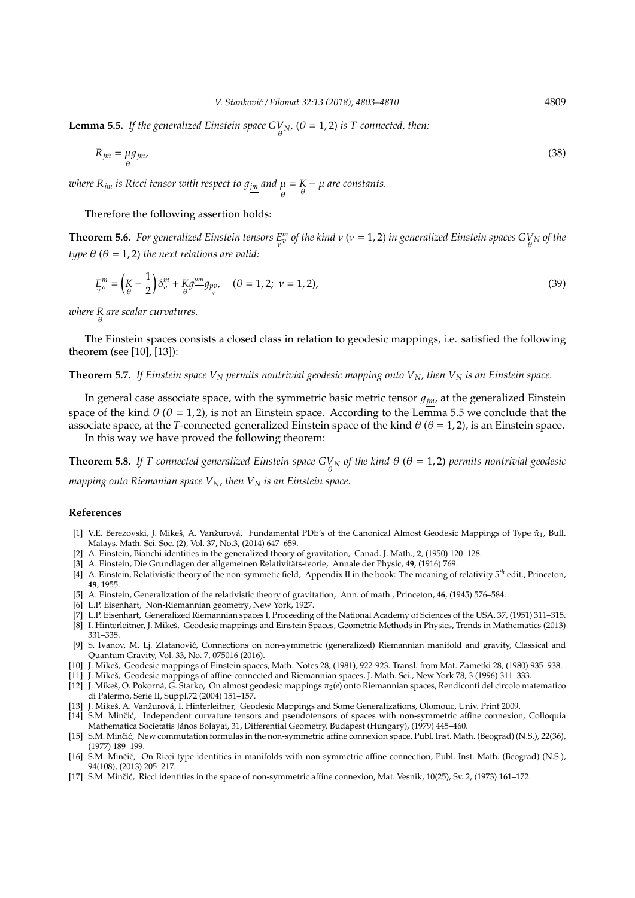**Lemma 5.5.** *If the generalized Einstein space $\underset{\theta}{GV}_N$, $(\theta = 1, 2)$ is T-connected, then:*

$$R_{jm} = \underset{\theta}{\mu} g_{\underline{jm}}, \tag{38}$$

*where $R_{jm}$ is Ricci tensor with respect to $g_{\underline{jm}}$ and $\underset{\theta}{\mu} = \underset{\theta}{K} - \mu$ are constants.*

Therefore the following assertion holds:

**Theorem 5.6.** *For generalized Einstein tensors $\underset{\nu}{E}{}^m_v$ of the kind $\nu$ $(\nu = 1, 2)$ in generalized Einstein spaces $\underset{\theta}{GV}_N$ of the type $\theta$ $(\theta = 1, 2)$ the next relations are valid:*

$$\underset{\nu}{E}{}^m_v = \left(\underset{\theta}{K} - \frac{1}{2}\right)\delta^m_v + \underset{\theta}{K} g^{\underline{pm}} \underset{\vee}{g}_{pv}, \quad (\theta = 1, 2;\ \nu = 1, 2), \tag{39}$$

*where $\underset{\theta}{R}$ are scalar curvatures.*

The Einstein spaces consists a closed class in relation to geodesic mappings, i.e. satisfied the following theorem (see [10], [13]):

**Theorem 5.7.** *If Einstein space $V_N$ permits nontrivial geodesic mapping onto $\overline{V}_N$, then $\overline{V}_N$ is an Einstein space.*

In general case associate space, with the symmetric basic metric tensor $g_{\underline{jm}}$, at the generalized Einstein space of the kind $\theta$ $(\theta = 1, 2)$, is not an Einstein space. According to the Lemma 5.5 we conclude that the associate space, at the $T$-connected generalized Einstein space of the kind $\theta$ $(\theta = 1, 2)$, is an Einstein space.

In this way we have proved the following theorem:

**Theorem 5.8.** *If T-connected generalized Einstein space $\underset{\theta}{GV}_N$ of the kind $\theta$ $(\theta = 1, 2)$ permits nontrivial geodesic mapping onto Riemanian space $\overline{V}_N$, then $\overline{V}_N$ is an Einstein space.*

## References

[1] V.E. Berezovski, J. Mikeš, A. Vanžurová, Fundamental PDE's of the Canonical Almost Geodesic Mappings of Type $\tilde{\pi}_1$, Bull. Malays. Math. Sci. Soc. (2), Vol. 37, No.3, (2014) 647–659.

[2] A. Einstein, Bianchi identities in the generalized theory of gravitation, Canad. J. Math., **2**, (1950) 120–128.

[3] A. Einstein, Die Grundlagen der allgemeinen Relativitäts-teorie, Annale der Physic, **49**, (1916) 769.

[4] A. Einstein, Relativistic theory of the non-symmetic field, Appendix II in the book: The meaning of relativity 5th edit., Princeton, **49**, 1955.

[5] A. Einstein, Generalization of the relativistic theory of gravitation, Ann. of math., Princeton, **46**, (1945) 576–584.

[6] L.P. Eisenhart, Non-Riemannian geometry, New York, 1927.

[7] L.P. Eisenhart, Generalized Riemannian spaces I, Proceeding of the National Academy of Sciences of the USA, 37, (1951) 311–315.

[8] I. Hinterleitner, J. Mikeš, Geodesic mappings and Einstein Spaces, Geometric Methods in Physics, Trends in Mathematics (2013) 331–335.

[9] S. Ivanov, M. Lj. Zlatanović, Connections on non-symmetric (generalized) Riemannian manifold and gravity, Classical and Quantum Gravity, Vol. 33, No. 7, 075016 (2016).

[10] J. Mikeš, Geodesic mappings of Einstein spaces, Math. Notes 28, (1981), 922-923. Transl. from Mat. Zametki 28, (1980) 935–938.

[11] J. Mikeš, Geodesic mappings of affine-connected and Riemannian spaces, J. Math. Sci., New York 78, 3 (1996) 311–333.

[12] J. Mikeš, O. Pokorná, G. Starko, On almost geodesic mappings $\pi_2(e)$ onto Riemannian spaces, Rendiconti del circolo matematico di Palermo, Serie II, Suppl.72 (2004) 151–157.

[13] J. Mikeš, A. Vanžurová, I. Hinterleitner, Geodesic Mappings and Some Generalizations, Olomouc, Univ. Print 2009.

[14] S.M. Minčić, Independent curvature tensors and pseudotensors of spaces with non-symmetric affine connexion, Colloquia Mathematica Societatis János Bolayai, 31, Differential Geometry, Budapest (Hungary), (1979) 445–460.

[15] S.M. Minčić, New commutation formulas in the non-symmetric affine connexion space, Publ. Inst. Math. (Beograd) (N.S.), 22(36), (1977) 189–199.

[16] S.M. Minčić, On Ricci type identities in manifolds with non-symmetric affine connection, Publ. Inst. Math. (Beograd) (N.S.), 94(108), (2013) 205–217.

[17] S.M. Minčić, Ricci identities in the space of non-symmetric affine connexion, Mat. Vesnik, 10(25), Sv. 2, (1973) 161–172.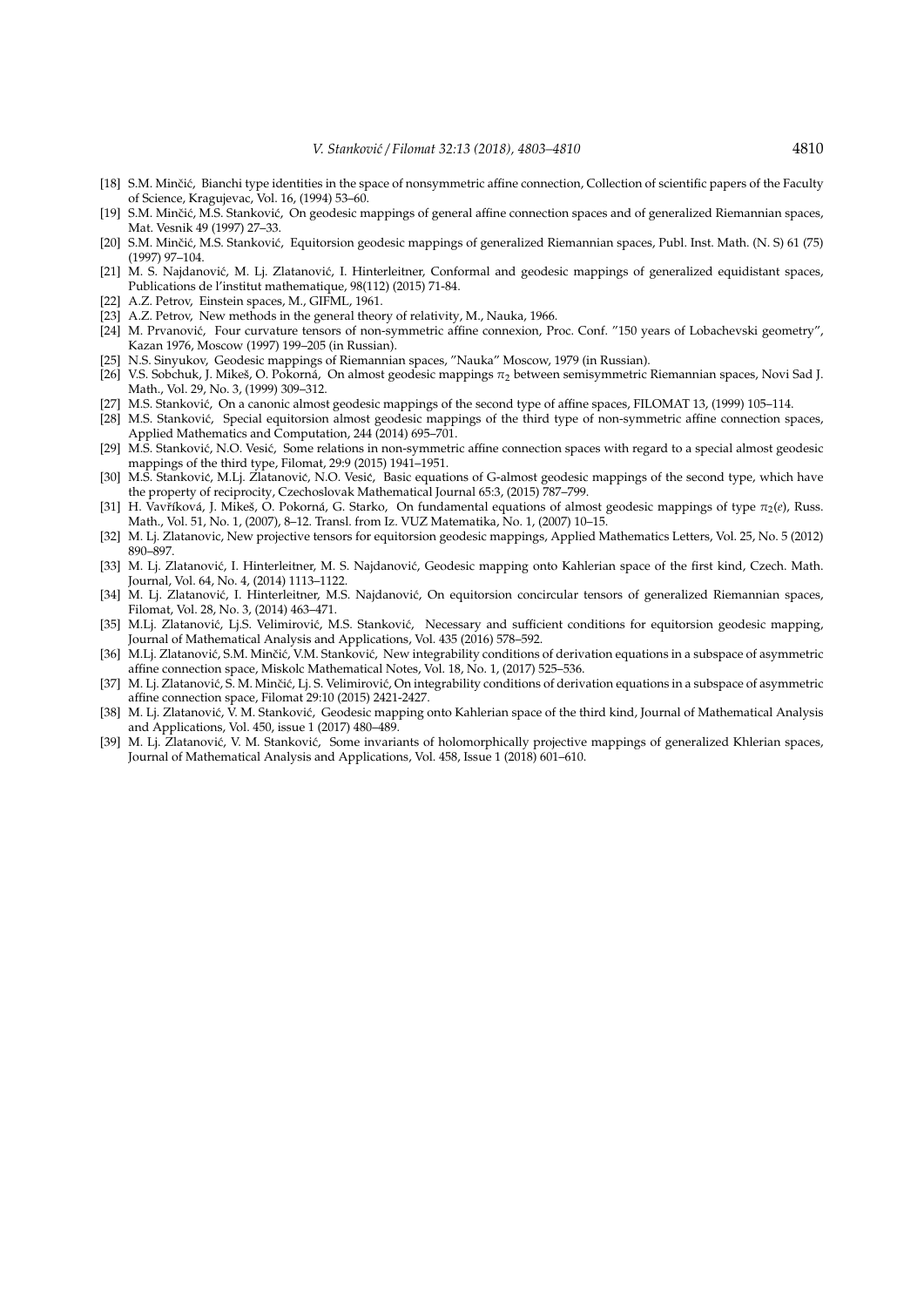[18] S.M. Minčić, Bianchi type identities in the space of nonsymmetric affine connection, Collection of scientific papers of the Faculty of Science, Kragujevac, Vol. 16, (1994) 53–60.

[19] S.M. Minčić, M.S. Stanković, On geodesic mappings of general affine connection spaces and of generalized Riemannian spaces, Mat. Vesnik 49 (1997) 27–33.

[20] S.M. Minčić, M.S. Stanković, Equitorsion geodesic mappings of generalized Riemannian spaces, Publ. Inst. Math. (N. S) 61 (75) (1997) 97–104.

[21] M. S. Najdanović, M. Lj. Zlatanović, I. Hinterleitner, Conformal and geodesic mappings of generalized equidistant spaces, Publications de l'institut mathematique, 98(112) (2015) 71-84.

[22] A.Z. Petrov, Einstein spaces, M., GIFML, 1961.

[23] A.Z. Petrov, New methods in the general theory of relativity, M., Nauka, 1966.

[24] M. Prvanović, Four curvature tensors of non-symmetric affine connexion, Proc. Conf. "150 years of Lobachevski geometry", Kazan 1976, Moscow (1997) 199–205 (in Russian).

[25] N.S. Sinyukov, Geodesic mappings of Riemannian spaces, "Nauka" Moscow, 1979 (in Russian).

[26] V.S. Sobchuk, J. Mikeš, O. Pokorná, On almost geodesic mappings $\pi_2$ between semisymmetric Riemannian spaces, Novi Sad J. Math., Vol. 29, No. 3, (1999) 309–312.

[27] M.S. Stanković, On a canonic almost geodesic mappings of the second type of affine spaces, FILOMAT 13, (1999) 105–114.

[28] M.S. Stanković, Special equitorsion almost geodesic mappings of the third type of non-symmetric affine connection spaces, Applied Mathematics and Computation, 244 (2014) 695–701.

[29] M.S. Stanković, N.O. Vesić, Some relations in non-symmetric affine connection spaces with regard to a special almost geodesic mappings of the third type, Filomat, 29:9 (2015) 1941–1951.

[30] M.S. Stanković, M.Lj. Zlatanović, N.O. Vesić, Basic equations of G-almost geodesic mappings of the second type, which have the property of reciprocity, Czechoslovak Mathematical Journal 65:3, (2015) 787–799.

[31] H. Vavříková, J. Mikeš, O. Pokorná, G. Starko, On fundamental equations of almost geodesic mappings of type $\pi_2(e)$, Russ. Math., Vol. 51, No. 1, (2007), 8–12. Transl. from Iz. VUZ Matematika, No. 1, (2007) 10–15.

[32] M. Lj. Zlatanovic, New projective tensors for equitorsion geodesic mappings, Applied Mathematics Letters, Vol. 25, No. 5 (2012) 890–897.

[33] M. Lj. Zlatanović, I. Hinterleitner, M. S. Najdanović, Geodesic mapping onto Kahlerian space of the first kind, Czech. Math. Journal, Vol. 64, No. 4, (2014) 1113–1122.

[34] M. Lj. Zlatanović, I. Hinterleitner, M.S. Najdanović, On equitorsion concircular tensors of generalized Riemannian spaces, Filomat, Vol. 28, No. 3, (2014) 463–471.

[35] M.Lj. Zlatanović, Lj.S. Velimirović, M.S. Stanković, Necessary and sufficient conditions for equitorsion geodesic mapping, Journal of Mathematical Analysis and Applications, Vol. 435 (2016) 578–592.

[36] M.Lj. Zlatanović, S.M. Minčić, V.M. Stanković, New integrability conditions of derivation equations in a subspace of asymmetric affine connection space, Miskolc Mathematical Notes, Vol. 18, No. 1, (2017) 525–536.

[37] M. Lj. Zlatanović, S. M. Minčić, Lj. S. Velimirović, On integrability conditions of derivation equations in a subspace of asymmetric affine connection space, Filomat 29:10 (2015) 2421-2427.

[38] M. Lj. Zlatanović, V. M. Stanković, Geodesic mapping onto Kahlerian space of the third kind, Journal of Mathematical Analysis and Applications, Vol. 450, issue 1 (2017) 480–489.

[39] M. Lj. Zlatanović, V. M. Stanković, Some invariants of holomorphically projective mappings of generalized Khlerian spaces, Journal of Mathematical Analysis and Applications, Vol. 458, Issue 1 (2018) 601–610.